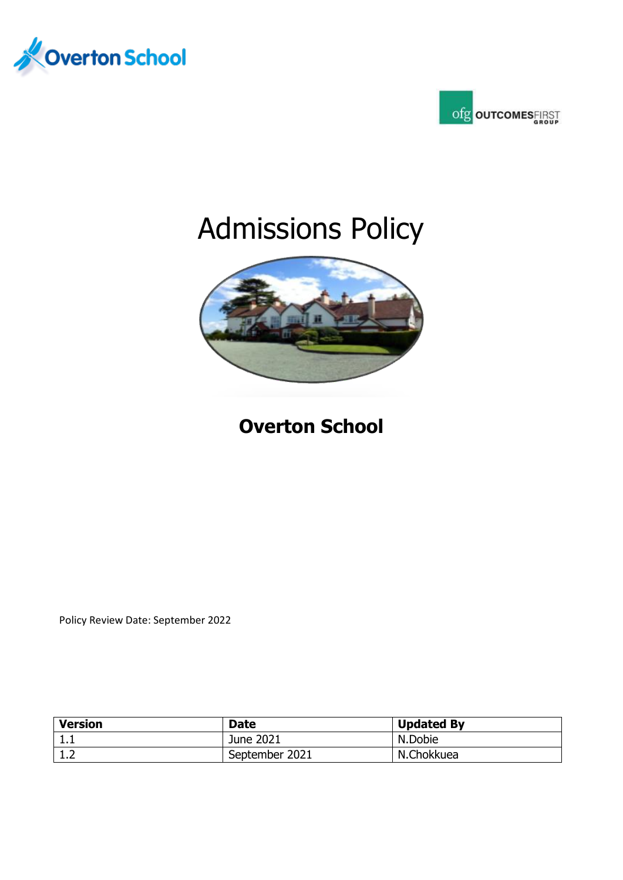Overton School

OUTCOMESFIRST GROUP

# Admissions Policy

## Overton School

Policy Review Date: September 2022

| Version | Date | Updated By |
|---|---|---|
| 1.1 | June 2021 | N.Dobie |
| 1.2 | September 2021 | N.Chokkuea |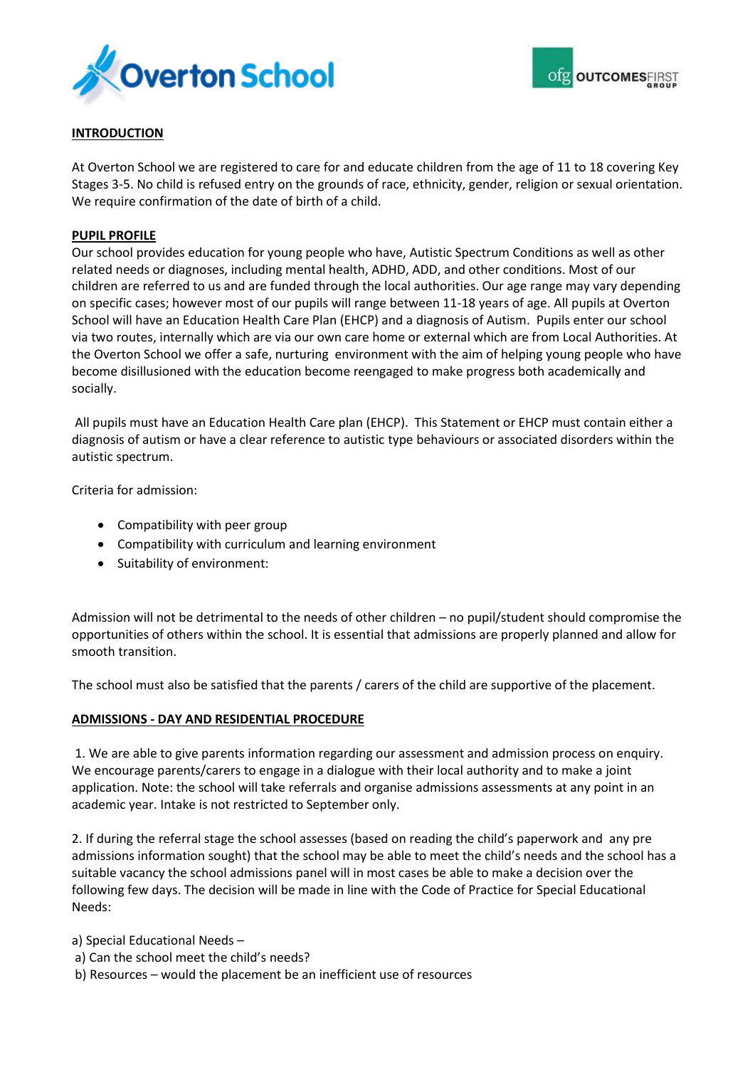## INTRODUCTION

At Overton School we are registered to care for and educate children from the age of 11 to 18 covering Key Stages 3-5. No child is refused entry on the grounds of race, ethnicity, gender, religion or sexual orientation. We require confirmation of the date of birth of a child.

## PUPIL PROFILE

Our school provides education for young people who have, Autistic Spectrum Conditions as well as other related needs or diagnoses, including mental health, ADHD, ADD, and other conditions. Most of our children are referred to us and are funded through the local authorities. Our age range may vary depending on specific cases; however most of our pupils will range between 11-18 years of age. All pupils at Overton School will have an Education Health Care Plan (EHCP) and a diagnosis of Autism. Pupils enter our school via two routes, internally which are via our own care home or external which are from Local Authorities. At the Overton School we offer a safe, nurturing environment with the aim of helping young people who have become disillusioned with the education become reengaged to make progress both academically and socially.

All pupils must have an Education Health Care plan (EHCP). This Statement or EHCP must contain either a diagnosis of autism or have a clear reference to autistic type behaviours or associated disorders within the autistic spectrum.

Criteria for admission:

- Compatibility with peer group
- Compatibility with curriculum and learning environment
- Suitability of environment:

Admission will not be detrimental to the needs of other children – no pupil/student should compromise the opportunities of others within the school. It is essential that admissions are properly planned and allow for smooth transition.

The school must also be satisfied that the parents / carers of the child are supportive of the placement.

## ADMISSIONS - DAY AND RESIDENTIAL PROCEDURE

1. We are able to give parents information regarding our assessment and admission process on enquiry. We encourage parents/carers to engage in a dialogue with their local authority and to make a joint application. Note: the school will take referrals and organise admissions assessments at any point in an academic year. Intake is not restricted to September only.

2. If during the referral stage the school assesses (based on reading the child's paperwork and any pre admissions information sought) that the school may be able to meet the child's needs and the school has a suitable vacancy the school admissions panel will in most cases be able to make a decision over the following few days. The decision will be made in line with the Code of Practice for Special Educational Needs:

a) Special Educational Needs –
a) Can the school meet the child's needs?
b) Resources – would the placement be an inefficient use of resources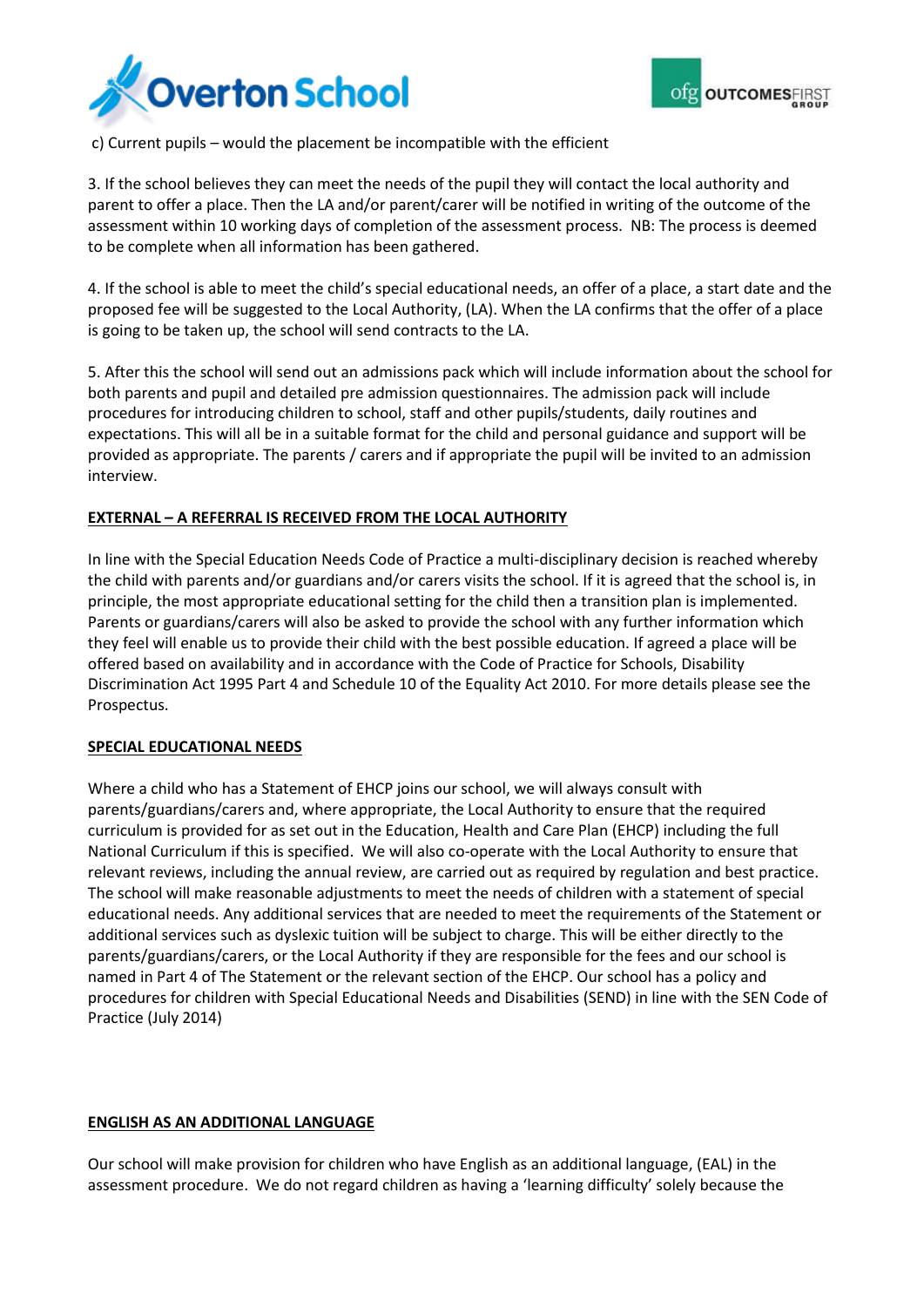c) Current pupils – would the placement be incompatible with the efficient

3. If the school believes they can meet the needs of the pupil they will contact the local authority and parent to offer a place. Then the LA and/or parent/carer will be notified in writing of the outcome of the assessment within 10 working days of completion of the assessment process. NB: The process is deemed to be complete when all information has been gathered.

4. If the school is able to meet the child's special educational needs, an offer of a place, a start date and the proposed fee will be suggested to the Local Authority, (LA). When the LA confirms that the offer of a place is going to be taken up, the school will send contracts to the LA.

5. After this the school will send out an admissions pack which will include information about the school for both parents and pupil and detailed pre admission questionnaires. The admission pack will include procedures for introducing children to school, staff and other pupils/students, daily routines and expectations. This will all be in a suitable format for the child and personal guidance and support will be provided as appropriate. The parents / carers and if appropriate the pupil will be invited to an admission interview.

**EXTERNAL – A REFERRAL IS RECEIVED FROM THE LOCAL AUTHORITY**

In line with the Special Education Needs Code of Practice a multi-disciplinary decision is reached whereby the child with parents and/or guardians and/or carers visits the school. If it is agreed that the school is, in principle, the most appropriate educational setting for the child then a transition plan is implemented. Parents or guardians/carers will also be asked to provide the school with any further information which they feel will enable us to provide their child with the best possible education. If agreed a place will be offered based on availability and in accordance with the Code of Practice for Schools, Disability Discrimination Act 1995 Part 4 and Schedule 10 of the Equality Act 2010. For more details please see the Prospectus.

**SPECIAL EDUCATIONAL NEEDS**

Where a child who has a Statement of EHCP joins our school, we will always consult with parents/guardians/carers and, where appropriate, the Local Authority to ensure that the required curriculum is provided for as set out in the Education, Health and Care Plan (EHCP) including the full National Curriculum if this is specified. We will also co-operate with the Local Authority to ensure that relevant reviews, including the annual review, are carried out as required by regulation and best practice. The school will make reasonable adjustments to meet the needs of children with a statement of special educational needs. Any additional services that are needed to meet the requirements of the Statement or additional services such as dyslexic tuition will be subject to charge. This will be either directly to the parents/guardians/carers, or the Local Authority if they are responsible for the fees and our school is named in Part 4 of The Statement or the relevant section of the EHCP. Our school has a policy and procedures for children with Special Educational Needs and Disabilities (SEND) in line with the SEN Code of Practice (July 2014)

**ENGLISH AS AN ADDITIONAL LANGUAGE**

Our school will make provision for children who have English as an additional language, (EAL) in the assessment procedure. We do not regard children as having a 'learning difficulty' solely because the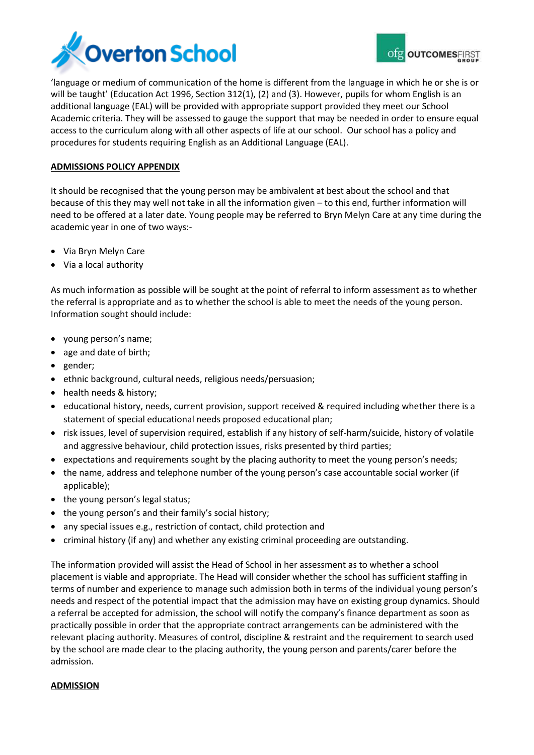'language or medium of communication of the home is different from the language in which he or she is or will be taught' (Education Act 1996, Section 312(1), (2) and (3). However, pupils for whom English is an additional language (EAL) will be provided with appropriate support provided they meet our School Academic criteria. They will be assessed to gauge the support that may be needed in order to ensure equal access to the curriculum along with all other aspects of life at our school. Our school has a policy and procedures for students requiring English as an Additional Language (EAL).

**ADMISSIONS POLICY APPENDIX**

It should be recognised that the young person may be ambivalent at best about the school and that because of this they may well not take in all the information given – to this end, further information will need to be offered at a later date. Young people may be referred to Bryn Melyn Care at any time during the academic year in one of two ways:-

- Via Bryn Melyn Care
- Via a local authority

As much information as possible will be sought at the point of referral to inform assessment as to whether the referral is appropriate and as to whether the school is able to meet the needs of the young person. Information sought should include:

- young person's name;
- age and date of birth;
- gender;
- ethnic background, cultural needs, religious needs/persuasion;
- health needs & history;
- educational history, needs, current provision, support received & required including whether there is a statement of special educational needs proposed educational plan;
- risk issues, level of supervision required, establish if any history of self-harm/suicide, history of volatile and aggressive behaviour, child protection issues, risks presented by third parties;
- expectations and requirements sought by the placing authority to meet the young person's needs;
- the name, address and telephone number of the young person's case accountable social worker (if applicable);
- the young person's legal status;
- the young person's and their family's social history;
- any special issues e.g., restriction of contact, child protection and
- criminal history (if any) and whether any existing criminal proceeding are outstanding.

The information provided will assist the Head of School in her assessment as to whether a school placement is viable and appropriate. The Head will consider whether the school has sufficient staffing in terms of number and experience to manage such admission both in terms of the individual young person's needs and respect of the potential impact that the admission may have on existing group dynamics. Should a referral be accepted for admission, the school will notify the company's finance department as soon as practically possible in order that the appropriate contract arrangements can be administered with the relevant placing authority. Measures of control, discipline & restraint and the requirement to search used by the school are made clear to the placing authority, the young person and parents/carer before the admission.

**ADMISSION**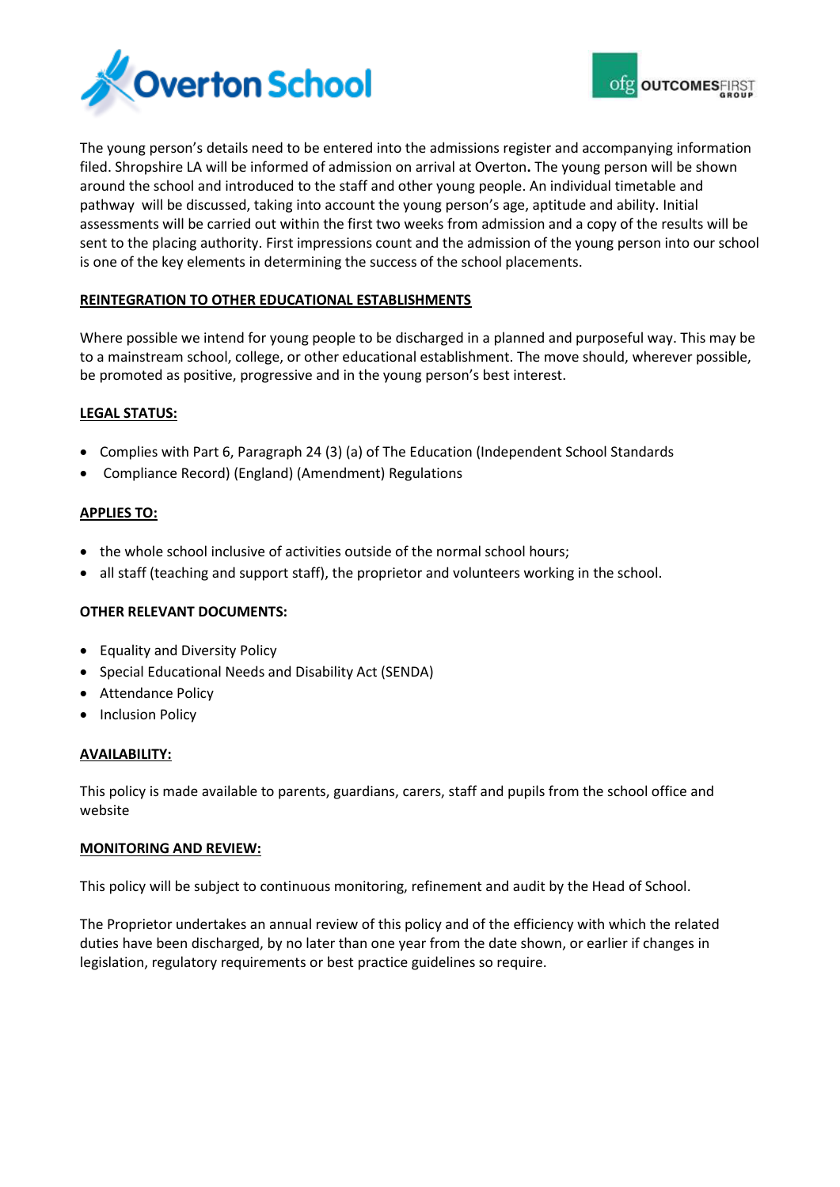The young person's details need to be entered into the admissions register and accompanying information filed. Shropshire LA will be informed of admission on arrival at Overton**.** The young person will be shown around the school and introduced to the staff and other young people. An individual timetable and pathway will be discussed, taking into account the young person's age, aptitude and ability. Initial assessments will be carried out within the first two weeks from admission and a copy of the results will be sent to the placing authority. First impressions count and the admission of the young person into our school is one of the key elements in determining the success of the school placements.

## REINTEGRATION TO OTHER EDUCATIONAL ESTABLISHMENTS

Where possible we intend for young people to be discharged in a planned and purposeful way. This may be to a mainstream school, college, or other educational establishment. The move should, wherever possible, be promoted as positive, progressive and in the young person's best interest.

## LEGAL STATUS:

- Complies with Part 6, Paragraph 24 (3) (a) of The Education (Independent School Standards
- Compliance Record) (England) (Amendment) Regulations

## APPLIES TO:

- the whole school inclusive of activities outside of the normal school hours;
- all staff (teaching and support staff), the proprietor and volunteers working in the school.

## OTHER RELEVANT DOCUMENTS:

- Equality and Diversity Policy
- Special Educational Needs and Disability Act (SENDA)
- Attendance Policy
- Inclusion Policy

## AVAILABILITY:

This policy is made available to parents, guardians, carers, staff and pupils from the school office and website

## MONITORING AND REVIEW:

This policy will be subject to continuous monitoring, refinement and audit by the Head of School.

The Proprietor undertakes an annual review of this policy and of the efficiency with which the related duties have been discharged, by no later than one year from the date shown, or earlier if changes in legislation, regulatory requirements or best practice guidelines so require.